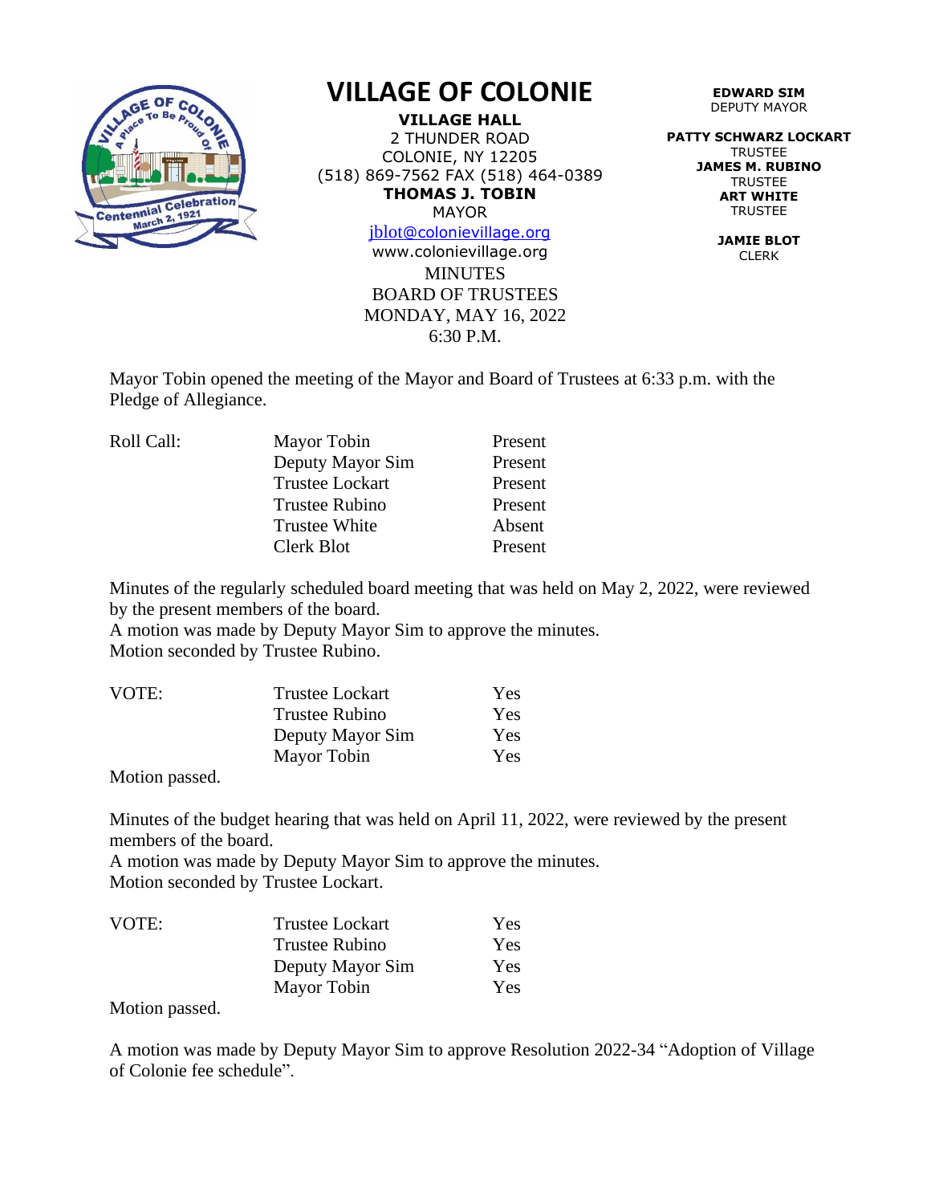# VILLAGE OF COLONIE

**VILLAGE HALL**
2 THUNDER ROAD
COLONIE, NY 12205
(518) 869-7562 FAX (518) 464-0389
**THOMAS J. TOBIN**
MAYOR
jblot@colonievillage.org
www.colonievillage.org

**EDWARD SIM**
DEPUTY MAYOR

**PATTY SCHWARZ LOCKART**
TRUSTEE
**JAMES M. RUBINO**
TRUSTEE
**ART WHITE**
TRUSTEE

**JAMIE BLOT**
CLERK

MINUTES
BOARD OF TRUSTEES
MONDAY, MAY 16, 2022
6:30 P.M.

Mayor Tobin opened the meeting of the Mayor and Board of Trustees at 6:33 p.m. with the Pledge of Allegiance.

| Roll Call: | Mayor Tobin | Present |
|---|---|---|
| | Deputy Mayor Sim | Present |
| | Trustee Lockart | Present |
| | Trustee Rubino | Present |
| | Trustee White | Absent |
| | Clerk Blot | Present |

Minutes of the regularly scheduled board meeting that was held on May 2, 2022, were reviewed by the present members of the board.
A motion was made by Deputy Mayor Sim to approve the minutes.
Motion seconded by Trustee Rubino.

| VOTE: | Trustee Lockart | Yes |
|---|---|---|
| | Trustee Rubino | Yes |
| | Deputy Mayor Sim | Yes |
| | Mayor Tobin | Yes |

Motion passed.

Minutes of the budget hearing that was held on April 11, 2022, were reviewed by the present members of the board.
A motion was made by Deputy Mayor Sim to approve the minutes.
Motion seconded by Trustee Lockart.

| VOTE: | Trustee Lockart | Yes |
|---|---|---|
| | Trustee Rubino | Yes |
| | Deputy Mayor Sim | Yes |
| | Mayor Tobin | Yes |

Motion passed.

A motion was made by Deputy Mayor Sim to approve Resolution 2022-34 "Adoption of Village of Colonie fee schedule".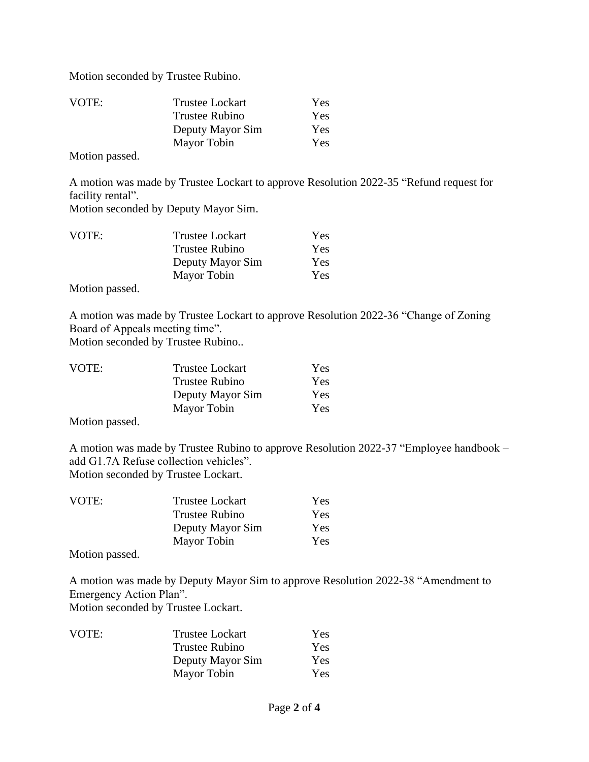Motion seconded by Trustee Rubino.

| VOTE: | Trustee Lockart | Yes |
|---|---|---|
| | Trustee Rubino | Yes |
| | Deputy Mayor Sim | Yes |
| | Mayor Tobin | Yes |

Motion passed.

A motion was made by Trustee Lockart to approve Resolution 2022-35 "Refund request for facility rental".
Motion seconded by Deputy Mayor Sim.

| VOTE: | Trustee Lockart | Yes |
|---|---|---|
| | Trustee Rubino | Yes |
| | Deputy Mayor Sim | Yes |
| | Mayor Tobin | Yes |

Motion passed.

A motion was made by Trustee Lockart to approve Resolution 2022-36 "Change of Zoning Board of Appeals meeting time".
Motion seconded by Trustee Rubino..

| VOTE: | Trustee Lockart | Yes |
|---|---|---|
| | Trustee Rubino | Yes |
| | Deputy Mayor Sim | Yes |
| | Mayor Tobin | Yes |

Motion passed.

A motion was made by Trustee Rubino to approve Resolution 2022-37 "Employee handbook – add G1.7A Refuse collection vehicles".
Motion seconded by Trustee Lockart.

| VOTE: | Trustee Lockart | Yes |
|---|---|---|
| | Trustee Rubino | Yes |
| | Deputy Mayor Sim | Yes |
| | Mayor Tobin | Yes |

Motion passed.

A motion was made by Deputy Mayor Sim to approve Resolution 2022-38 "Amendment to Emergency Action Plan".
Motion seconded by Trustee Lockart.

| VOTE: | Trustee Lockart | Yes |
|---|---|---|
| | Trustee Rubino | Yes |
| | Deputy Mayor Sim | Yes |
| | Mayor Tobin | Yes |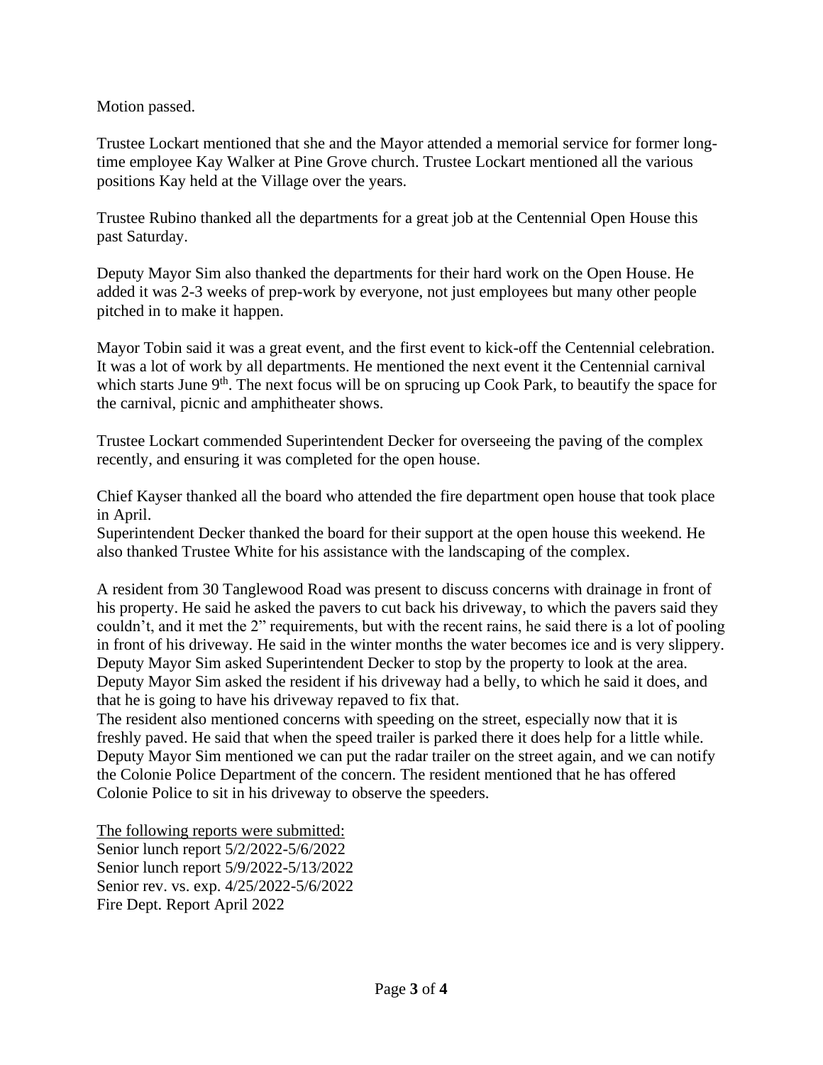Motion passed.

Trustee Lockart mentioned that she and the Mayor attended a memorial service for former long-time employee Kay Walker at Pine Grove church. Trustee Lockart mentioned all the various positions Kay held at the Village over the years.

Trustee Rubino thanked all the departments for a great job at the Centennial Open House this past Saturday.

Deputy Mayor Sim also thanked the departments for their hard work on the Open House. He added it was 2-3 weeks of prep-work by everyone, not just employees but many other people pitched in to make it happen.

Mayor Tobin said it was a great event, and the first event to kick-off the Centennial celebration. It was a lot of work by all departments. He mentioned the next event it the Centennial carnival which starts June 9th. The next focus will be on sprucing up Cook Park, to beautify the space for the carnival, picnic and amphitheater shows.

Trustee Lockart commended Superintendent Decker for overseeing the paving of the complex recently, and ensuring it was completed for the open house.

Chief Kayser thanked all the board who attended the fire department open house that took place in April.

Superintendent Decker thanked the board for their support at the open house this weekend. He also thanked Trustee White for his assistance with the landscaping of the complex.

A resident from 30 Tanglewood Road was present to discuss concerns with drainage in front of his property. He said he asked the pavers to cut back his driveway, to which the pavers said they couldn't, and it met the 2" requirements, but with the recent rains, he said there is a lot of pooling in front of his driveway. He said in the winter months the water becomes ice and is very slippery. Deputy Mayor Sim asked Superintendent Decker to stop by the property to look at the area. Deputy Mayor Sim asked the resident if his driveway had a belly, to which he said it does, and that he is going to have his driveway repaved to fix that.

The resident also mentioned concerns with speeding on the street, especially now that it is freshly paved. He said that when the speed trailer is parked there it does help for a little while. Deputy Mayor Sim mentioned we can put the radar trailer on the street again, and we can notify the Colonie Police Department of the concern. The resident mentioned that he has offered Colonie Police to sit in his driveway to observe the speeders.

<u>The following reports were submitted:</u>
Senior lunch report 5/2/2022-5/6/2022
Senior lunch report 5/9/2022-5/13/2022
Senior rev. vs. exp. 4/25/2022-5/6/2022
Fire Dept. Report April 2022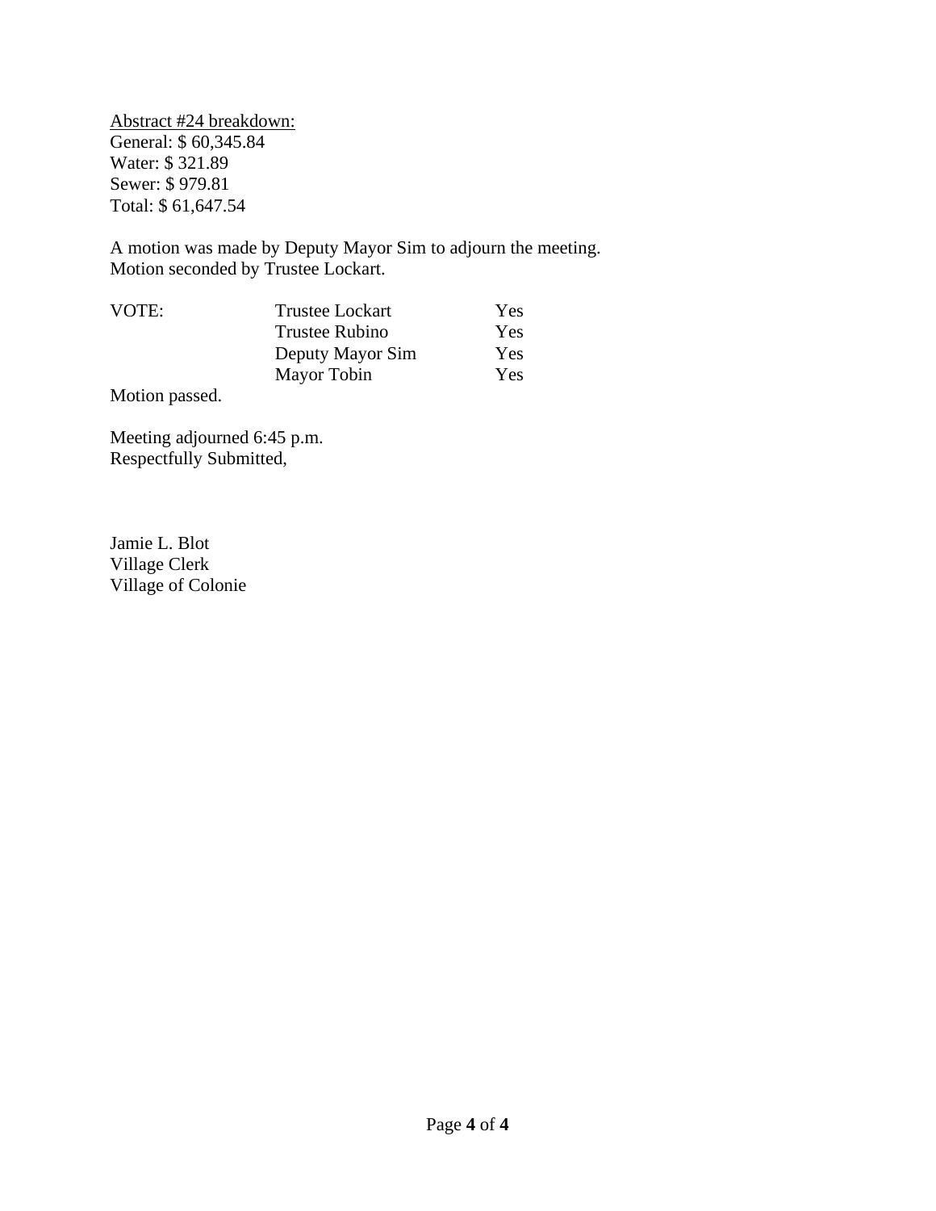Abstract #24 breakdown:
General: $ 60,345.84
Water: $ 321.89
Sewer: $ 979.81
Total: $ 61,647.54

A motion was made by Deputy Mayor Sim to adjourn the meeting.
Motion seconded by Trustee Lockart.

| | | |
|---|---|---|
| VOTE: | Trustee Lockart | Yes |
| | Trustee Rubino | Yes |
| | Deputy Mayor Sim | Yes |
| | Mayor Tobin | Yes |

Motion passed.

Meeting adjourned 6:45 p.m.
Respectfully Submitted,

Jamie L. Blot
Village Clerk
Village of Colonie